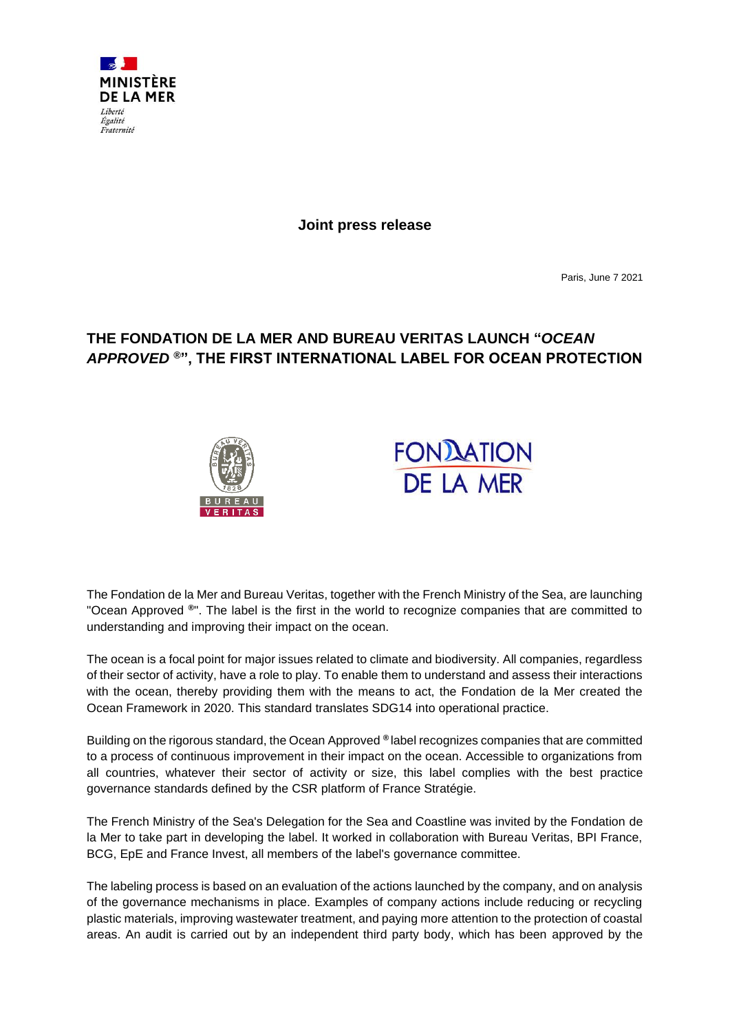MINISTÈRE DE LA MER

Liberté
Égalité
Fraternité

**Joint press release**

Paris, June 7 2021

# THE FONDATION DE LA MER AND BUREAU VERITAS LAUNCH "*OCEAN APPROVED* ®", THE FIRST INTERNATIONAL LABEL FOR OCEAN PROTECTION

The Fondation de la Mer and Bureau Veritas, together with the French Ministry of the Sea, are launching "Ocean Approved ®". The label is the first in the world to recognize companies that are committed to understanding and improving their impact on the ocean.

The ocean is a focal point for major issues related to climate and biodiversity. All companies, regardless of their sector of activity, have a role to play. To enable them to understand and assess their interactions with the ocean, thereby providing them with the means to act, the Fondation de la Mer created the Ocean Framework in 2020. This standard translates SDG14 into operational practice.

Building on the rigorous standard, the Ocean Approved ® label recognizes companies that are committed to a process of continuous improvement in their impact on the ocean. Accessible to organizations from all countries, whatever their sector of activity or size, this label complies with the best practice governance standards defined by the CSR platform of France Stratégie.

The French Ministry of the Sea's Delegation for the Sea and Coastline was invited by the Fondation de la Mer to take part in developing the label. It worked in collaboration with Bureau Veritas, BPI France, BCG, EpE and France Invest, all members of the label's governance committee.

The labeling process is based on an evaluation of the actions launched by the company, and on analysis of the governance mechanisms in place. Examples of company actions include reducing or recycling plastic materials, improving wastewater treatment, and paying more attention to the protection of coastal areas. An audit is carried out by an independent third party body, which has been approved by the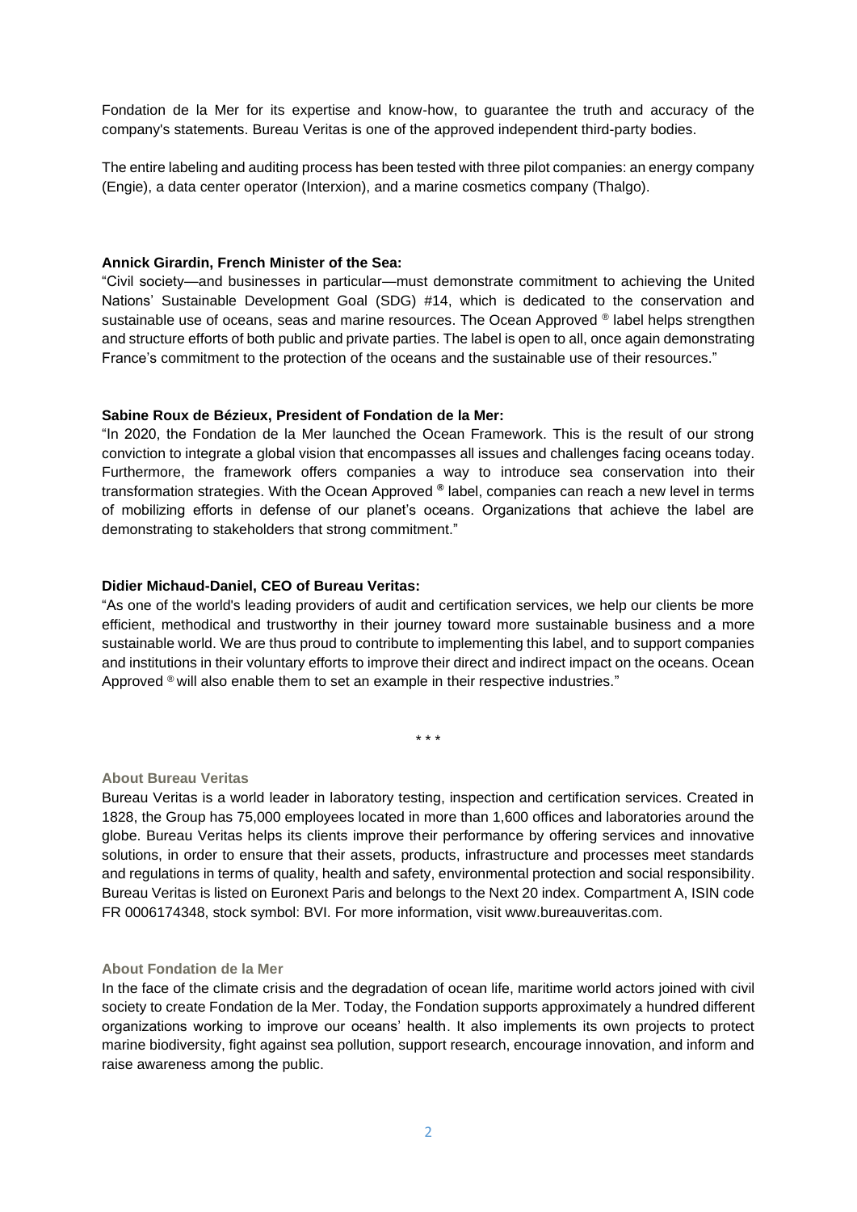Fondation de la Mer for its expertise and know-how, to guarantee the truth and accuracy of the company's statements. Bureau Veritas is one of the approved independent third-party bodies.

The entire labeling and auditing process has been tested with three pilot companies: an energy company (Engie), a data center operator (Interxion), and a marine cosmetics company (Thalgo).

**Annick Girardin, French Minister of the Sea:**

"Civil society—and businesses in particular—must demonstrate commitment to achieving the United Nations' Sustainable Development Goal (SDG) #14, which is dedicated to the conservation and sustainable use of oceans, seas and marine resources. The Ocean Approved ® label helps strengthen and structure efforts of both public and private parties. The label is open to all, once again demonstrating France's commitment to the protection of the oceans and the sustainable use of their resources."

**Sabine Roux de Bézieux, President of Fondation de la Mer:**

"In 2020, the Fondation de la Mer launched the Ocean Framework. This is the result of our strong conviction to integrate a global vision that encompasses all issues and challenges facing oceans today. Furthermore, the framework offers companies a way to introduce sea conservation into their transformation strategies. With the Ocean Approved ® label, companies can reach a new level in terms of mobilizing efforts in defense of our planet's oceans. Organizations that achieve the label are demonstrating to stakeholders that strong commitment."

**Didier Michaud-Daniel, CEO of Bureau Veritas:**

"As one of the world's leading providers of audit and certification services, we help our clients be more efficient, methodical and trustworthy in their journey toward more sustainable business and a more sustainable world. We are thus proud to contribute to implementing this label, and to support companies and institutions in their voluntary efforts to improve their direct and indirect impact on the oceans. Ocean Approved ® will also enable them to set an example in their respective industries."

\* \* \*

**About Bureau Veritas**

Bureau Veritas is a world leader in laboratory testing, inspection and certification services. Created in 1828, the Group has 75,000 employees located in more than 1,600 offices and laboratories around the globe. Bureau Veritas helps its clients improve their performance by offering services and innovative solutions, in order to ensure that their assets, products, infrastructure and processes meet standards and regulations in terms of quality, health and safety, environmental protection and social responsibility. Bureau Veritas is listed on Euronext Paris and belongs to the Next 20 index. Compartment A, ISIN code FR 0006174348, stock symbol: BVI. For more information, visit www.bureauveritas.com.

**About Fondation de la Mer**

In the face of the climate crisis and the degradation of ocean life, maritime world actors joined with civil society to create Fondation de la Mer. Today, the Fondation supports approximately a hundred different organizations working to improve our oceans' health. It also implements its own projects to protect marine biodiversity, fight against sea pollution, support research, encourage innovation, and inform and raise awareness among the public.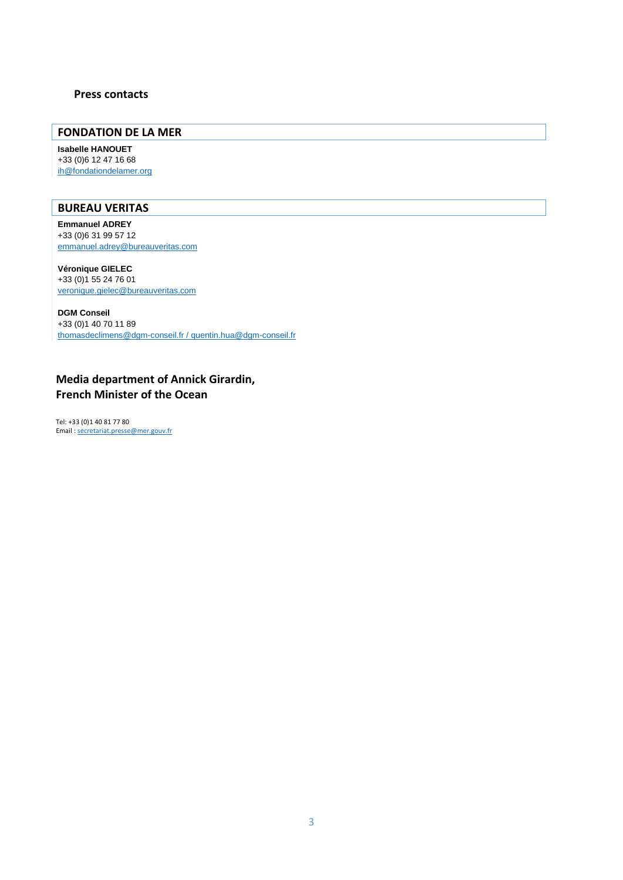**Press contacts**

## FONDATION DE LA MER

**Isabelle HANOUET**
+33 (0)6 12 47 16 68
ih@fondationdelamer.org

## BUREAU VERITAS

**Emmanuel ADREY**
+33 (0)6 31 99 57 12
emmanuel.adrey@bureauveritas.com

**Véronique GIELEC**
+33 (0)1 55 24 76 01
veronique.gielec@bureauveritas.com

**DGM Conseil**
+33 (0)1 40 70 11 89
thomasdeclimens@dgm-conseil.fr / quentin.hua@dgm-conseil.fr

## Media department of Annick Girardin, French Minister of the Ocean

Tel: +33 (0)1 40 81 77 80
Email : secretariat.presse@mer.gouv.fr